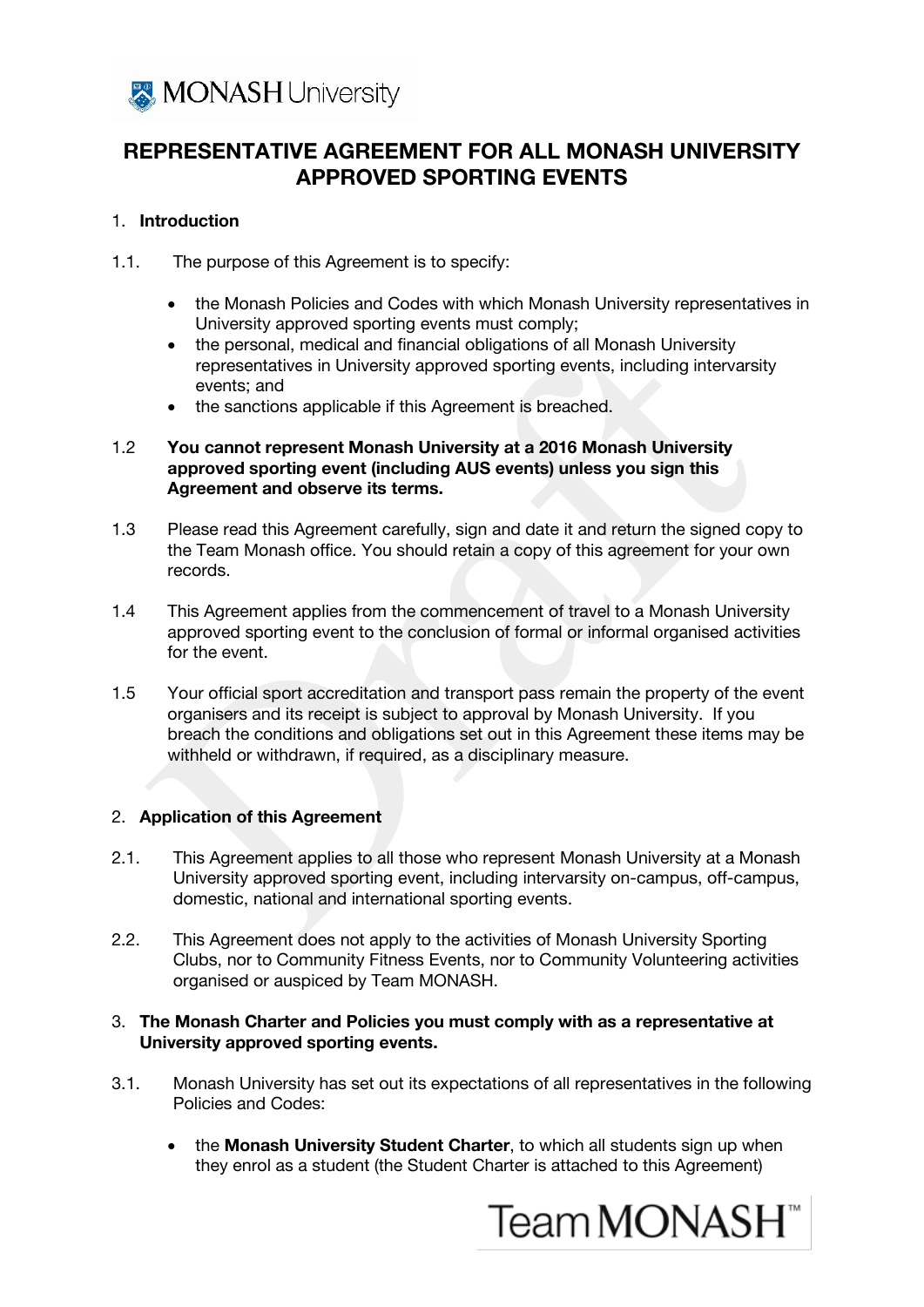# REPRESENTATIVE AGREEMENT FOR ALL MONASH UNIVERSITY APPROVED SPORTING EVENTS

## 1. Introduction

1.1. The purpose of this Agreement is to specify:

- the Monash Policies and Codes with which Monash University representatives in University approved sporting events must comply;
- the personal, medical and financial obligations of all Monash University representatives in University approved sporting events, including intervarsity events; and
- the sanctions applicable if this Agreement is breached.

1.2 **You cannot represent Monash University at a 2016 Monash University approved sporting event (including AUS events) unless you sign this Agreement and observe its terms.**

1.3 Please read this Agreement carefully, sign and date it and return the signed copy to the Team Monash office. You should retain a copy of this agreement for your own records.

1.4 This Agreement applies from the commencement of travel to a Monash University approved sporting event to the conclusion of formal or informal organised activities for the event.

1.5 Your official sport accreditation and transport pass remain the property of the event organisers and its receipt is subject to approval by Monash University. If you breach the conditions and obligations set out in this Agreement these items may be withheld or withdrawn, if required, as a disciplinary measure.

## 2. Application of this Agreement

2.1. This Agreement applies to all those who represent Monash University at a Monash University approved sporting event, including intervarsity on-campus, off-campus, domestic, national and international sporting events.

2.2. This Agreement does not apply to the activities of Monash University Sporting Clubs, nor to Community Fitness Events, nor to Community Volunteering activities organised or auspiced by Team MONASH.

## 3. The Monash Charter and Policies you must comply with as a representative at University approved sporting events.

3.1. Monash University has set out its expectations of all representatives in the following Policies and Codes:

- the **Monash University Student Charter**, to which all students sign up when they enrol as a student (the Student Charter is attached to this Agreement)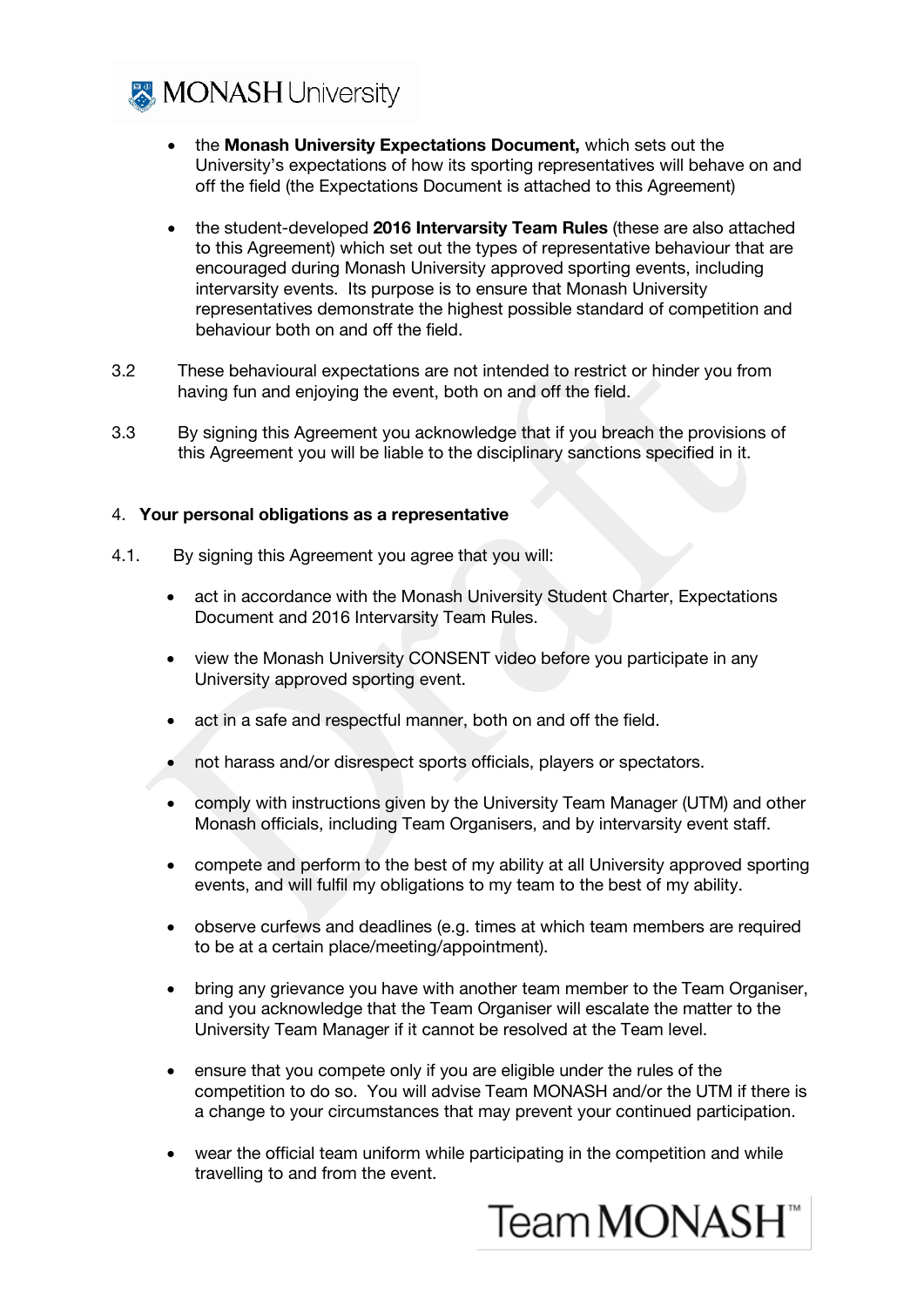- the **Monash University Expectations Document,** which sets out the University's expectations of how its sporting representatives will behave on and off the field (the Expectations Document is attached to this Agreement)

- the student-developed **2016 Intervarsity Team Rules** (these are also attached to this Agreement) which set out the types of representative behaviour that are encouraged during Monash University approved sporting events, including intervarsity events. Its purpose is to ensure that Monash University representatives demonstrate the highest possible standard of competition and behaviour both on and off the field.

3.2 These behavioural expectations are not intended to restrict or hinder you from having fun and enjoying the event, both on and off the field.

3.3 By signing this Agreement you acknowledge that if you breach the provisions of this Agreement you will be liable to the disciplinary sanctions specified in it.

## 4. Your personal obligations as a representative

4.1. By signing this Agreement you agree that you will:

- act in accordance with the Monash University Student Charter, Expectations Document and 2016 Intervarsity Team Rules.

- view the Monash University CONSENT video before you participate in any University approved sporting event.

- act in a safe and respectful manner, both on and off the field.

- not harass and/or disrespect sports officials, players or spectators.

- comply with instructions given by the University Team Manager (UTM) and other Monash officials, including Team Organisers, and by intervarsity event staff.

- compete and perform to the best of my ability at all University approved sporting events, and will fulfil my obligations to my team to the best of my ability.

- observe curfews and deadlines (e.g. times at which team members are required to be at a certain place/meeting/appointment).

- bring any grievance you have with another team member to the Team Organiser, and you acknowledge that the Team Organiser will escalate the matter to the University Team Manager if it cannot be resolved at the Team level.

- ensure that you compete only if you are eligible under the rules of the competition to do so. You will advise Team MONASH and/or the UTM if there is a change to your circumstances that may prevent your continued participation.

- wear the official team uniform while participating in the competition and while travelling to and from the event.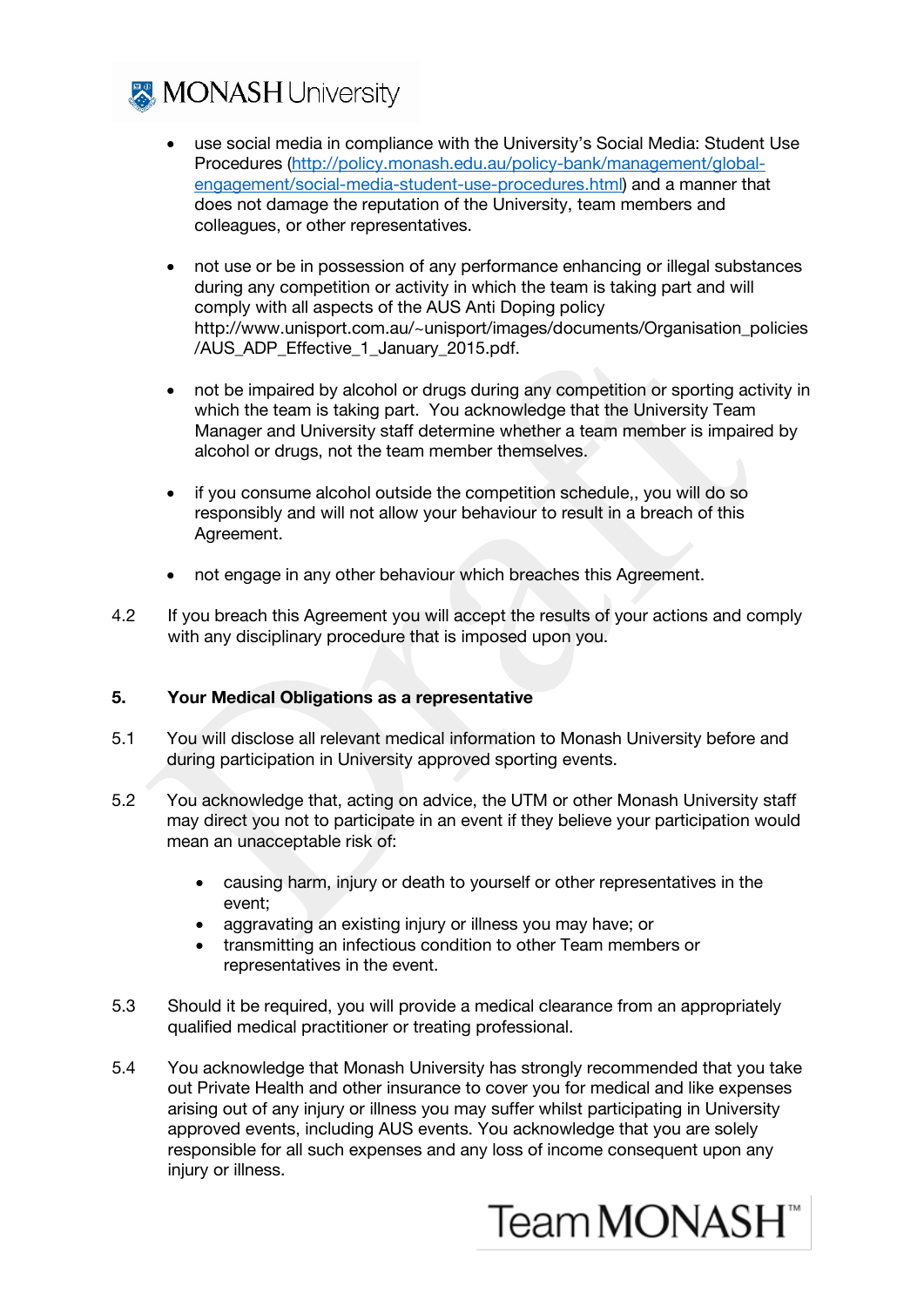- use social media in compliance with the University's Social Media: Student Use Procedures (http://policy.monash.edu.au/policy-bank/management/global-engagement/social-media-student-use-procedures.html) and a manner that does not damage the reputation of the University, team members and colleagues, or other representatives.

- not use or be in possession of any performance enhancing or illegal substances during any competition or activity in which the team is taking part and will comply with all aspects of the AUS Anti Doping policy http://www.unisport.com.au/~unisport/images/documents/Organisation_policies/AUS_ADP_Effective_1_January_2015.pdf.

- not be impaired by alcohol or drugs during any competition or sporting activity in which the team is taking part. You acknowledge that the University Team Manager and University staff determine whether a team member is impaired by alcohol or drugs, not the team member themselves.

- if you consume alcohol outside the competition schedule,, you will do so responsibly and will not allow your behaviour to result in a breach of this Agreement.

- not engage in any other behaviour which breaches this Agreement.

4.2 If you breach this Agreement you will accept the results of your actions and comply with any disciplinary procedure that is imposed upon you.

## 5. Your Medical Obligations as a representative

5.1 You will disclose all relevant medical information to Monash University before and during participation in University approved sporting events.

5.2 You acknowledge that, acting on advice, the UTM or other Monash University staff may direct you not to participate in an event if they believe your participation would mean an unacceptable risk of:

- causing harm, injury or death to yourself or other representatives in the event;
- aggravating an existing injury or illness you may have; or
- transmitting an infectious condition to other Team members or representatives in the event.

5.3 Should it be required, you will provide a medical clearance from an appropriately qualified medical practitioner or treating professional.

5.4 You acknowledge that Monash University has strongly recommended that you take out Private Health and other insurance to cover you for medical and like expenses arising out of any injury or illness you may suffer whilst participating in University approved events, including AUS events. You acknowledge that you are solely responsible for all such expenses and any loss of income consequent upon any injury or illness.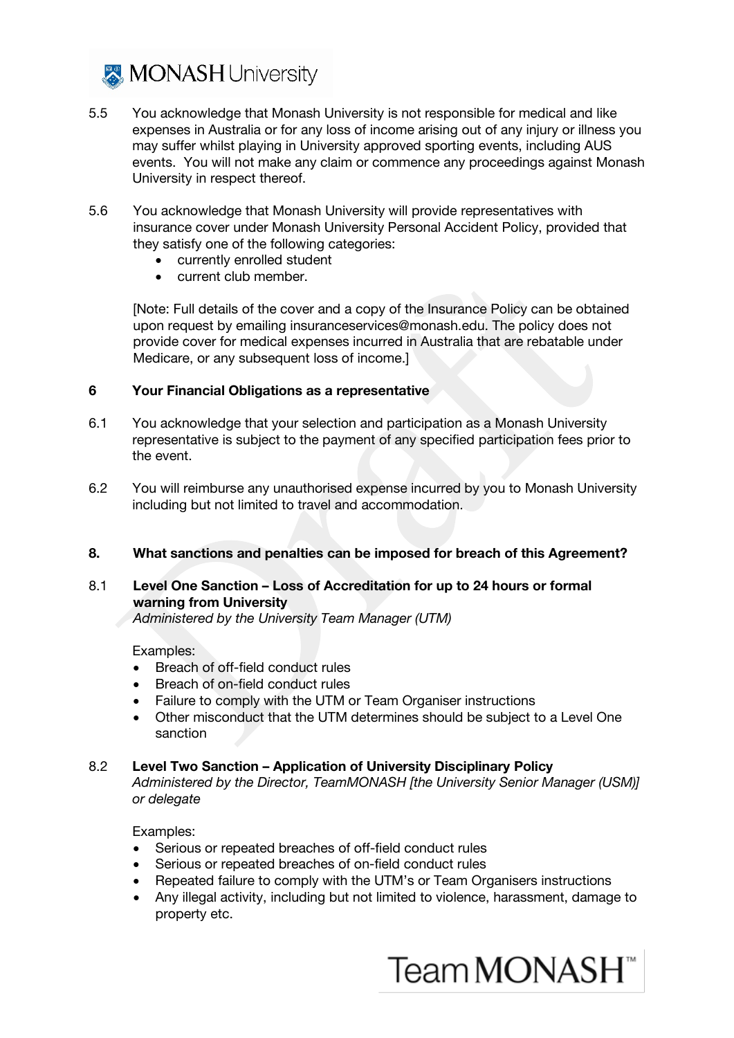5.5 You acknowledge that Monash University is not responsible for medical and like expenses in Australia or for any loss of income arising out of any injury or illness you may suffer whilst playing in University approved sporting events, including AUS events. You will not make any claim or commence any proceedings against Monash University in respect thereof.

5.6 You acknowledge that Monash University will provide representatives with insurance cover under Monash University Personal Accident Policy, provided that they satisfy one of the following categories:

- currently enrolled student
- current club member.

[Note: Full details of the cover and a copy of the Insurance Policy can be obtained upon request by emailing insuranceservices@monash.edu. The policy does not provide cover for medical expenses incurred in Australia that are rebatable under Medicare, or any subsequent loss of income.]

## 6 Your Financial Obligations as a representative

6.1 You acknowledge that your selection and participation as a Monash University representative is subject to the payment of any specified participation fees prior to the event.

6.2 You will reimburse any unauthorised expense incurred by you to Monash University including but not limited to travel and accommodation.

## 8. What sanctions and penalties can be imposed for breach of this Agreement?

8.1 **Level One Sanction – Loss of Accreditation for up to 24 hours or formal warning from University**
*Administered by the University Team Manager (UTM)*

Examples:

- Breach of off-field conduct rules
- Breach of on-field conduct rules
- Failure to comply with the UTM or Team Organiser instructions
- Other misconduct that the UTM determines should be subject to a Level One sanction

8.2 **Level Two Sanction – Application of University Disciplinary Policy**
*Administered by the Director, TeamMONASH [the University Senior Manager (USM)] or delegate*

Examples:

- Serious or repeated breaches of off-field conduct rules
- Serious or repeated breaches of on-field conduct rules
- Repeated failure to comply with the UTM's or Team Organisers instructions
- Any illegal activity, including but not limited to violence, harassment, damage to property etc.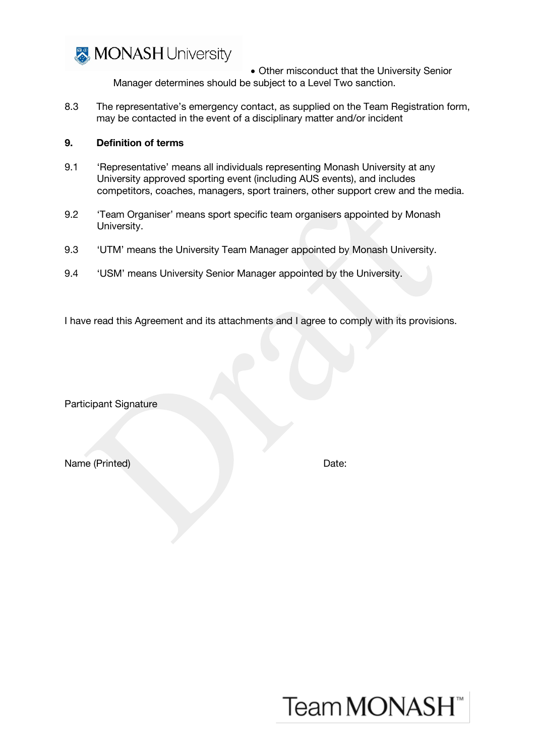- Other misconduct that the University Senior Manager determines should be subject to a Level Two sanction.

8.3 The representative's emergency contact, as supplied on the Team Registration form, may be contacted in the event of a disciplinary matter and/or incident

**9. Definition of terms**

9.1 'Representative' means all individuals representing Monash University at any University approved sporting event (including AUS events), and includes competitors, coaches, managers, sport trainers, other support crew and the media.

9.2 'Team Organiser' means sport specific team organisers appointed by Monash University.

9.3 'UTM' means the University Team Manager appointed by Monash University.

9.4 'USM' means University Senior Manager appointed by the University.

I have read this Agreement and its attachments and I agree to comply with its provisions.

Participant Signature

Name (Printed) Date: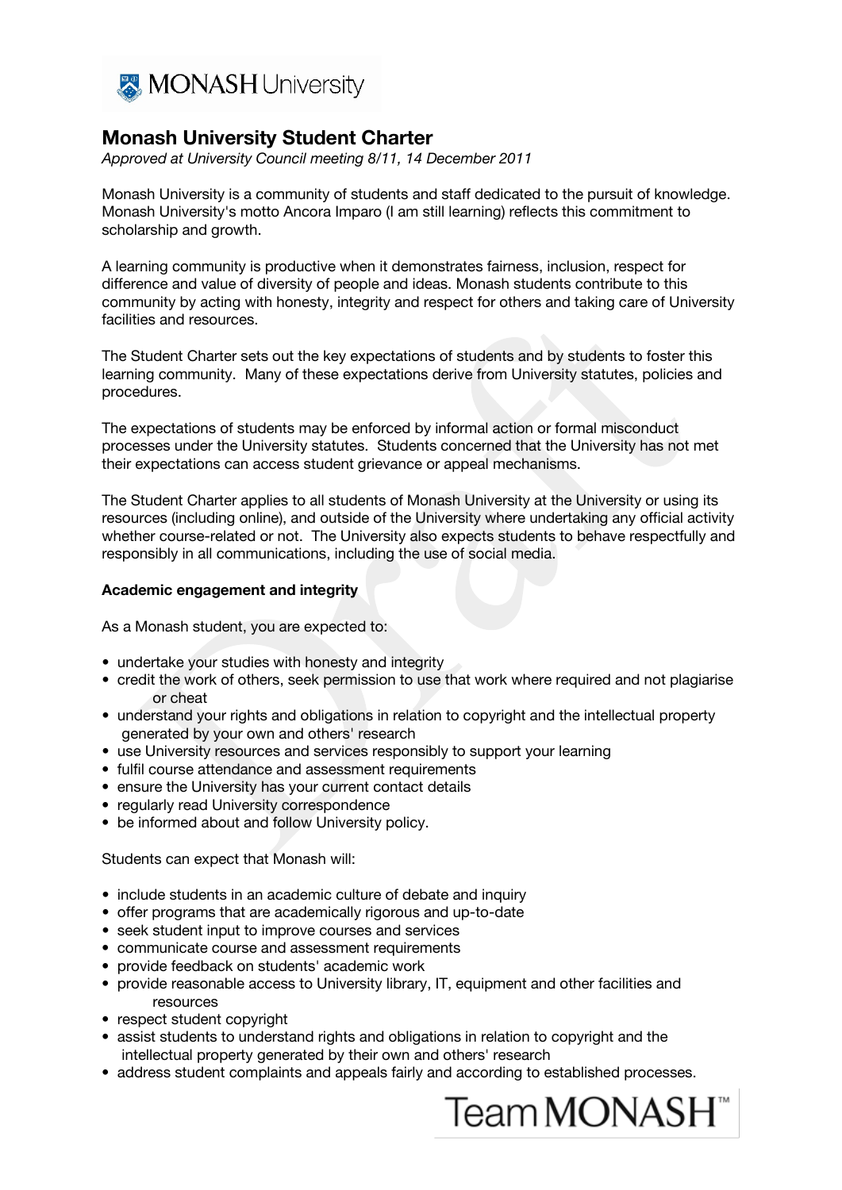# Monash University Student Charter

*Approved at University Council meeting 8/11, 14 December 2011*

Monash University is a community of students and staff dedicated to the pursuit of knowledge. Monash University's motto Ancora Imparo (I am still learning) reflects this commitment to scholarship and growth.

A learning community is productive when it demonstrates fairness, inclusion, respect for difference and value of diversity of people and ideas. Monash students contribute to this community by acting with honesty, integrity and respect for others and taking care of University facilities and resources.

The Student Charter sets out the key expectations of students and by students to foster this learning community. Many of these expectations derive from University statutes, policies and procedures.

The expectations of students may be enforced by informal action or formal misconduct processes under the University statutes. Students concerned that the University has not met their expectations can access student grievance or appeal mechanisms.

The Student Charter applies to all students of Monash University at the University or using its resources (including online), and outside of the University where undertaking any official activity whether course-related or not. The University also expects students to behave respectfully and responsibly in all communications, including the use of social media.

**Academic engagement and integrity**

As a Monash student, you are expected to:

- undertake your studies with honesty and integrity
- credit the work of others, seek permission to use that work where required and not plagiarise or cheat
- understand your rights and obligations in relation to copyright and the intellectual property generated by your own and others' research
- use University resources and services responsibly to support your learning
- fulfil course attendance and assessment requirements
- ensure the University has your current contact details
- regularly read University correspondence
- be informed about and follow University policy.

Students can expect that Monash will:

- include students in an academic culture of debate and inquiry
- offer programs that are academically rigorous and up-to-date
- seek student input to improve courses and services
- communicate course and assessment requirements
- provide feedback on students' academic work
- provide reasonable access to University library, IT, equipment and other facilities and resources
- respect student copyright
- assist students to understand rights and obligations in relation to copyright and the intellectual property generated by their own and others' research
- address student complaints and appeals fairly and according to established processes.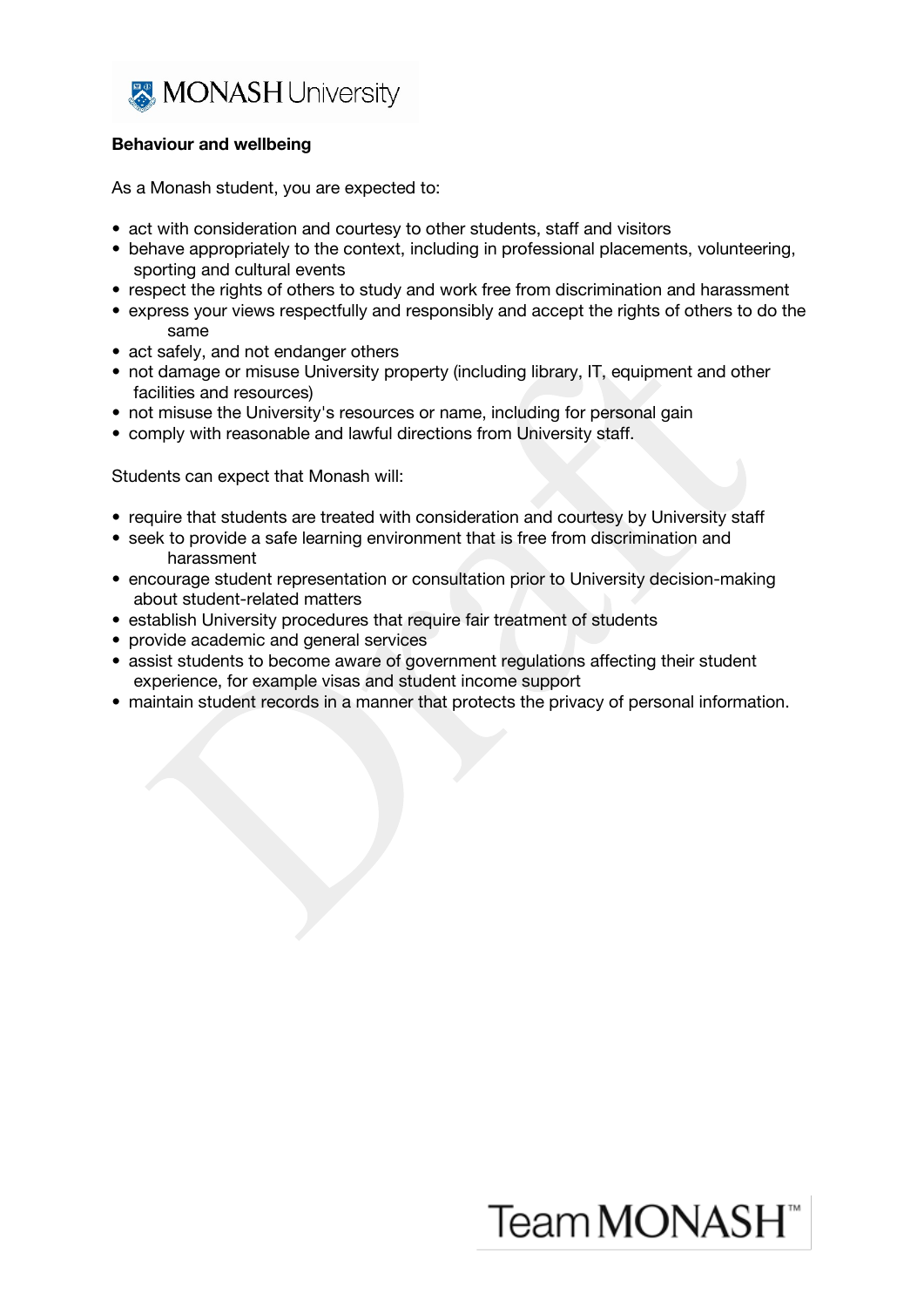**Behaviour and wellbeing**

As a Monash student, you are expected to:

- act with consideration and courtesy to other students, staff and visitors
- behave appropriately to the context, including in professional placements, volunteering, sporting and cultural events
- respect the rights of others to study and work free from discrimination and harassment
- express your views respectfully and responsibly and accept the rights of others to do the same
- act safely, and not endanger others
- not damage or misuse University property (including library, IT, equipment and other facilities and resources)
- not misuse the University's resources or name, including for personal gain
- comply with reasonable and lawful directions from University staff.

Students can expect that Monash will:

- require that students are treated with consideration and courtesy by University staff
- seek to provide a safe learning environment that is free from discrimination and harassment
- encourage student representation or consultation prior to University decision-making about student-related matters
- establish University procedures that require fair treatment of students
- provide academic and general services
- assist students to become aware of government regulations affecting their student experience, for example visas and student income support
- maintain student records in a manner that protects the privacy of personal information.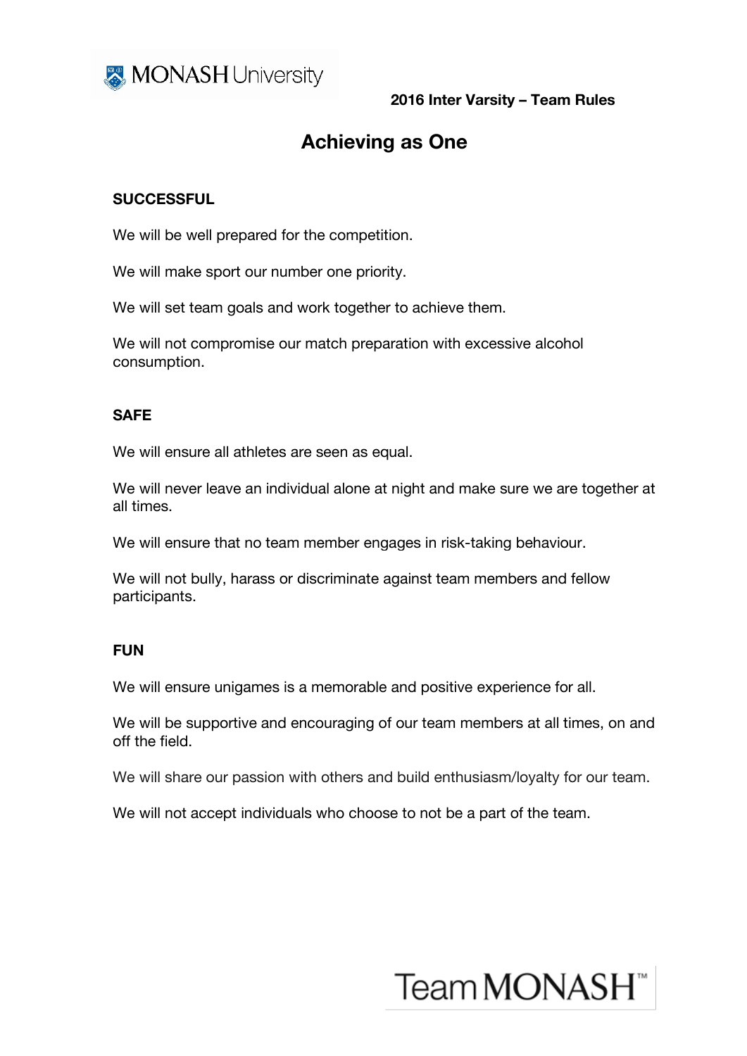MONASH University

**2016 Inter Varsity – Team Rules**

# Achieving as One

**SUCCESSFUL**

We will be well prepared for the competition.

We will make sport our number one priority.

We will set team goals and work together to achieve them.

We will not compromise our match preparation with excessive alcohol consumption.

**SAFE**

We will ensure all athletes are seen as equal.

We will never leave an individual alone at night and make sure we are together at all times.

We will ensure that no team member engages in risk-taking behaviour.

We will not bully, harass or discriminate against team members and fellow participants.

**FUN**

We will ensure unigames is a memorable and positive experience for all.

We will be supportive and encouraging of our team members at all times, on and off the field.

We will share our passion with others and build enthusiasm/loyalty for our team.

We will not accept individuals who choose to not be a part of the team.

Team MONASH™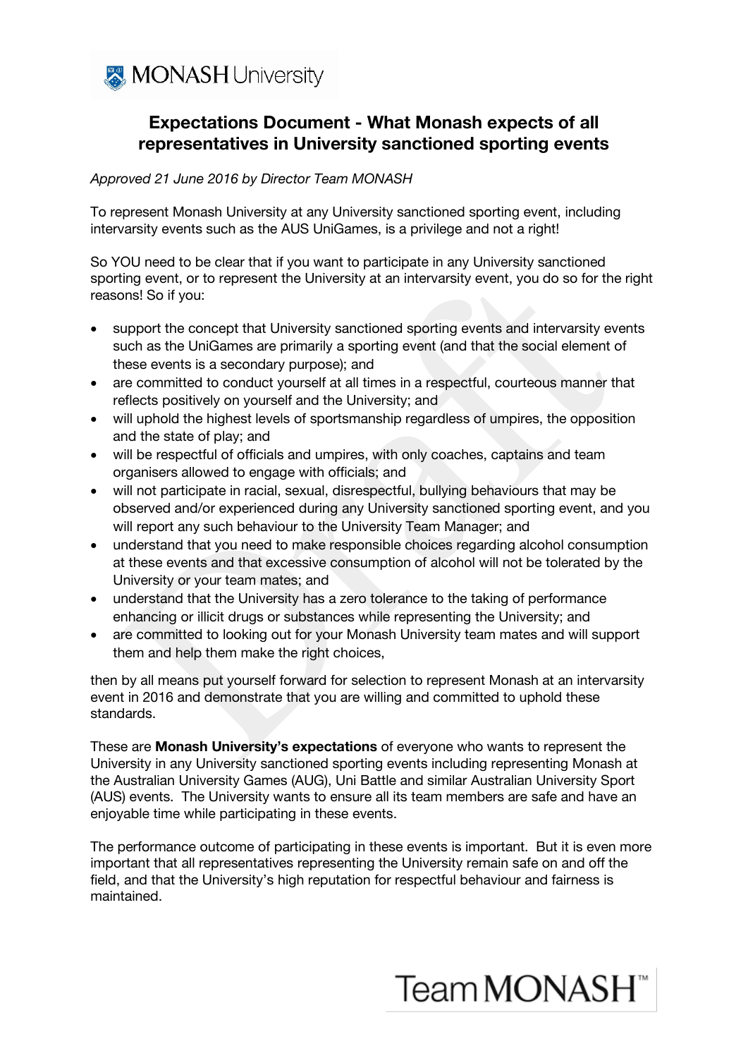# Expectations Document - What Monash expects of all representatives in University sanctioned sporting events

*Approved 21 June 2016 by Director Team MONASH*

To represent Monash University at any University sanctioned sporting event, including intervarsity events such as the AUS UniGames, is a privilege and not a right!

So YOU need to be clear that if you want to participate in any University sanctioned sporting event, or to represent the University at an intervarsity event, you do so for the right reasons! So if you:

- support the concept that University sanctioned sporting events and intervarsity events such as the UniGames are primarily a sporting event (and that the social element of these events is a secondary purpose); and
- are committed to conduct yourself at all times in a respectful, courteous manner that reflects positively on yourself and the University; and
- will uphold the highest levels of sportsmanship regardless of umpires, the opposition and the state of play; and
- will be respectful of officials and umpires, with only coaches, captains and team organisers allowed to engage with officials; and
- will not participate in racial, sexual, disrespectful, bullying behaviours that may be observed and/or experienced during any University sanctioned sporting event, and you will report any such behaviour to the University Team Manager; and
- understand that you need to make responsible choices regarding alcohol consumption at these events and that excessive consumption of alcohol will not be tolerated by the University or your team mates; and
- understand that the University has a zero tolerance to the taking of performance enhancing or illicit drugs or substances while representing the University; and
- are committed to looking out for your Monash University team mates and will support them and help them make the right choices,

then by all means put yourself forward for selection to represent Monash at an intervarsity event in 2016 and demonstrate that you are willing and committed to uphold these standards.

These are **Monash University's expectations** of everyone who wants to represent the University in any University sanctioned sporting events including representing Monash at the Australian University Games (AUG), Uni Battle and similar Australian University Sport (AUS) events. The University wants to ensure all its team members are safe and have an enjoyable time while participating in these events.

The performance outcome of participating in these events is important. But it is even more important that all representatives representing the University remain safe on and off the field, and that the University's high reputation for respectful behaviour and fairness is maintained.